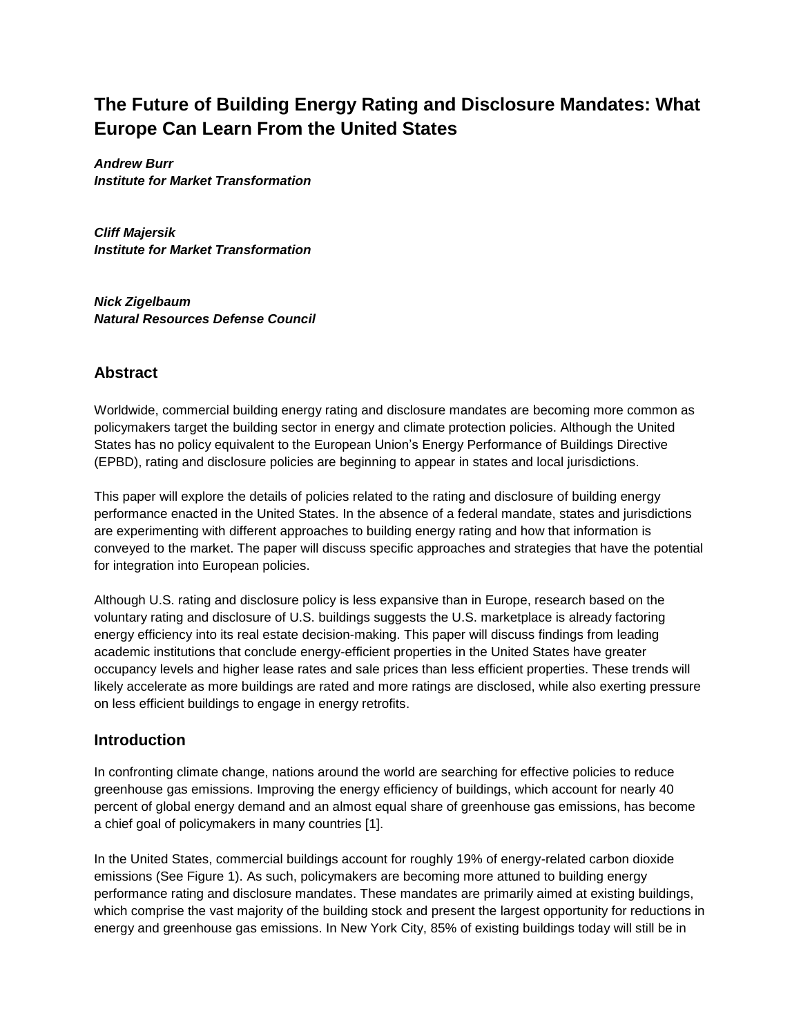# The Future of Building Energy Rating and Disclosure Mandates: What Europe Can Learn From the United States

***Andrew Burr***
***Institute for Market Transformation***

***Cliff Majersik***
***Institute for Market Transformation***

***Nick Zigelbaum***
***Natural Resources Defense Council***

## Abstract

Worldwide, commercial building energy rating and disclosure mandates are becoming more common as policymakers target the building sector in energy and climate protection policies. Although the United States has no policy equivalent to the European Union's Energy Performance of Buildings Directive (EPBD), rating and disclosure policies are beginning to appear in states and local jurisdictions.

This paper will explore the details of policies related to the rating and disclosure of building energy performance enacted in the United States. In the absence of a federal mandate, states and jurisdictions are experimenting with different approaches to building energy rating and how that information is conveyed to the market. The paper will discuss specific approaches and strategies that have the potential for integration into European policies.

Although U.S. rating and disclosure policy is less expansive than in Europe, research based on the voluntary rating and disclosure of U.S. buildings suggests the U.S. marketplace is already factoring energy efficiency into its real estate decision-making. This paper will discuss findings from leading academic institutions that conclude energy-efficient properties in the United States have greater occupancy levels and higher lease rates and sale prices than less efficient properties. These trends will likely accelerate as more buildings are rated and more ratings are disclosed, while also exerting pressure on less efficient buildings to engage in energy retrofits.

## Introduction

In confronting climate change, nations around the world are searching for effective policies to reduce greenhouse gas emissions. Improving the energy efficiency of buildings, which account for nearly 40 percent of global energy demand and an almost equal share of greenhouse gas emissions, has become a chief goal of policymakers in many countries [1].

In the United States, commercial buildings account for roughly 19% of energy-related carbon dioxide emissions (See Figure 1). As such, policymakers are becoming more attuned to building energy performance rating and disclosure mandates. These mandates are primarily aimed at existing buildings, which comprise the vast majority of the building stock and present the largest opportunity for reductions in energy and greenhouse gas emissions. In New York City, 85% of existing buildings today will still be in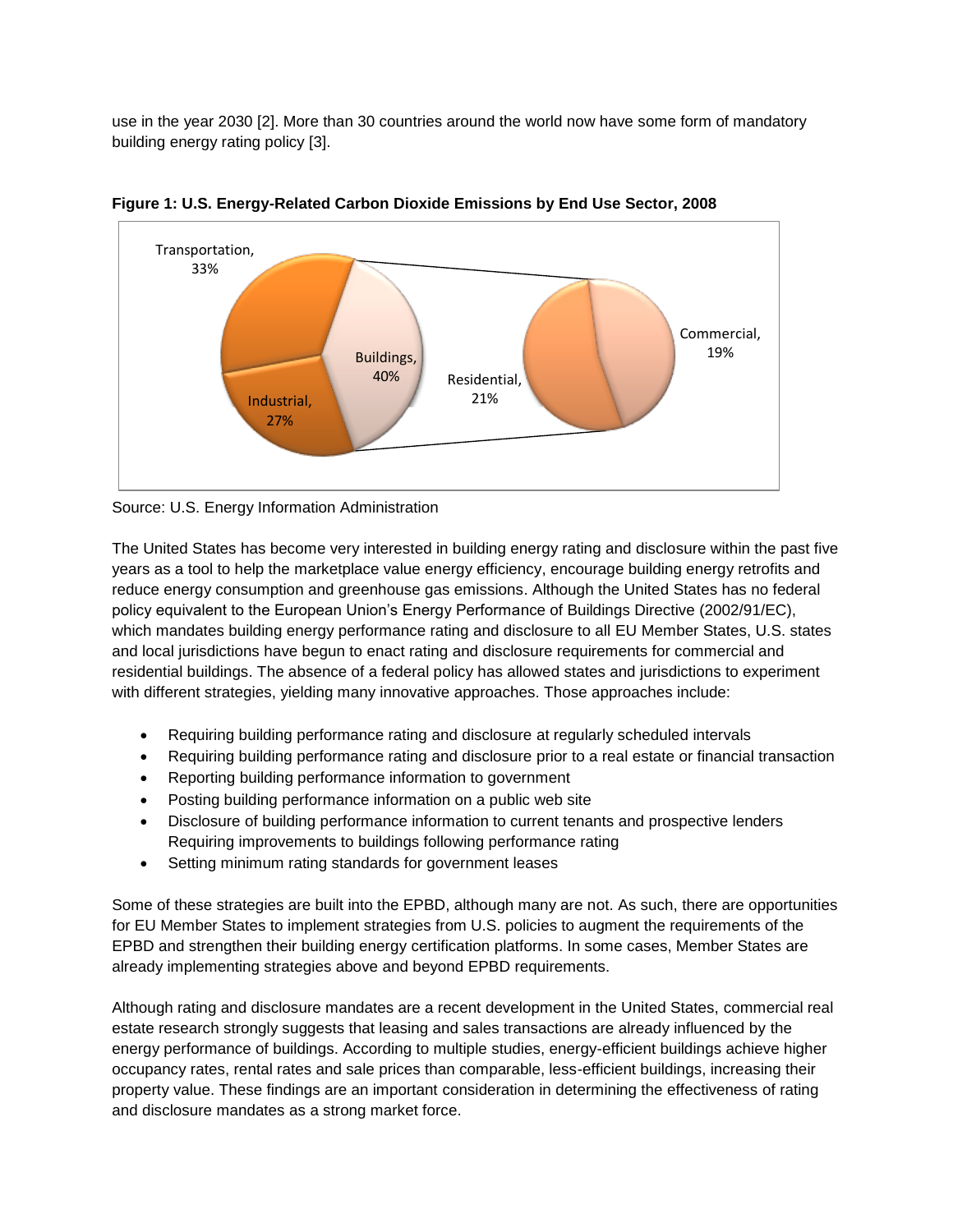use in the year 2030 [2]. More than 30 countries around the world now have some form of mandatory building energy rating policy [3].

**Figure 1: U.S. Energy-Related Carbon Dioxide Emissions by End Use Sector, 2008**

Transportation, 33%

Industrial, 27%

Buildings, 40%

Residential, 21%

Commercial, 19%

Source: U.S. Energy Information Administration

The United States has become very interested in building energy rating and disclosure within the past five years as a tool to help the marketplace value energy efficiency, encourage building energy retrofits and reduce energy consumption and greenhouse gas emissions. Although the United States has no federal policy equivalent to the European Union's Energy Performance of Buildings Directive (2002/91/EC), which mandates building energy performance rating and disclosure to all EU Member States, U.S. states and local jurisdictions have begun to enact rating and disclosure requirements for commercial and residential buildings. The absence of a federal policy has allowed states and jurisdictions to experiment with different strategies, yielding many innovative approaches. Those approaches include:

- Requiring building performance rating and disclosure at regularly scheduled intervals
- Requiring building performance rating and disclosure prior to a real estate or financial transaction
- Reporting building performance information to government
- Posting building performance information on a public web site
- Disclosure of building performance information to current tenants and prospective lenders Requiring improvements to buildings following performance rating
- Setting minimum rating standards for government leases

Some of these strategies are built into the EPBD, although many are not. As such, there are opportunities for EU Member States to implement strategies from U.S. policies to augment the requirements of the EPBD and strengthen their building energy certification platforms. In some cases, Member States are already implementing strategies above and beyond EPBD requirements.

Although rating and disclosure mandates are a recent development in the United States, commercial real estate research strongly suggests that leasing and sales transactions are already influenced by the energy performance of buildings. According to multiple studies, energy-efficient buildings achieve higher occupancy rates, rental rates and sale prices than comparable, less-efficient buildings, increasing their property value. These findings are an important consideration in determining the effectiveness of rating and disclosure mandates as a strong market force.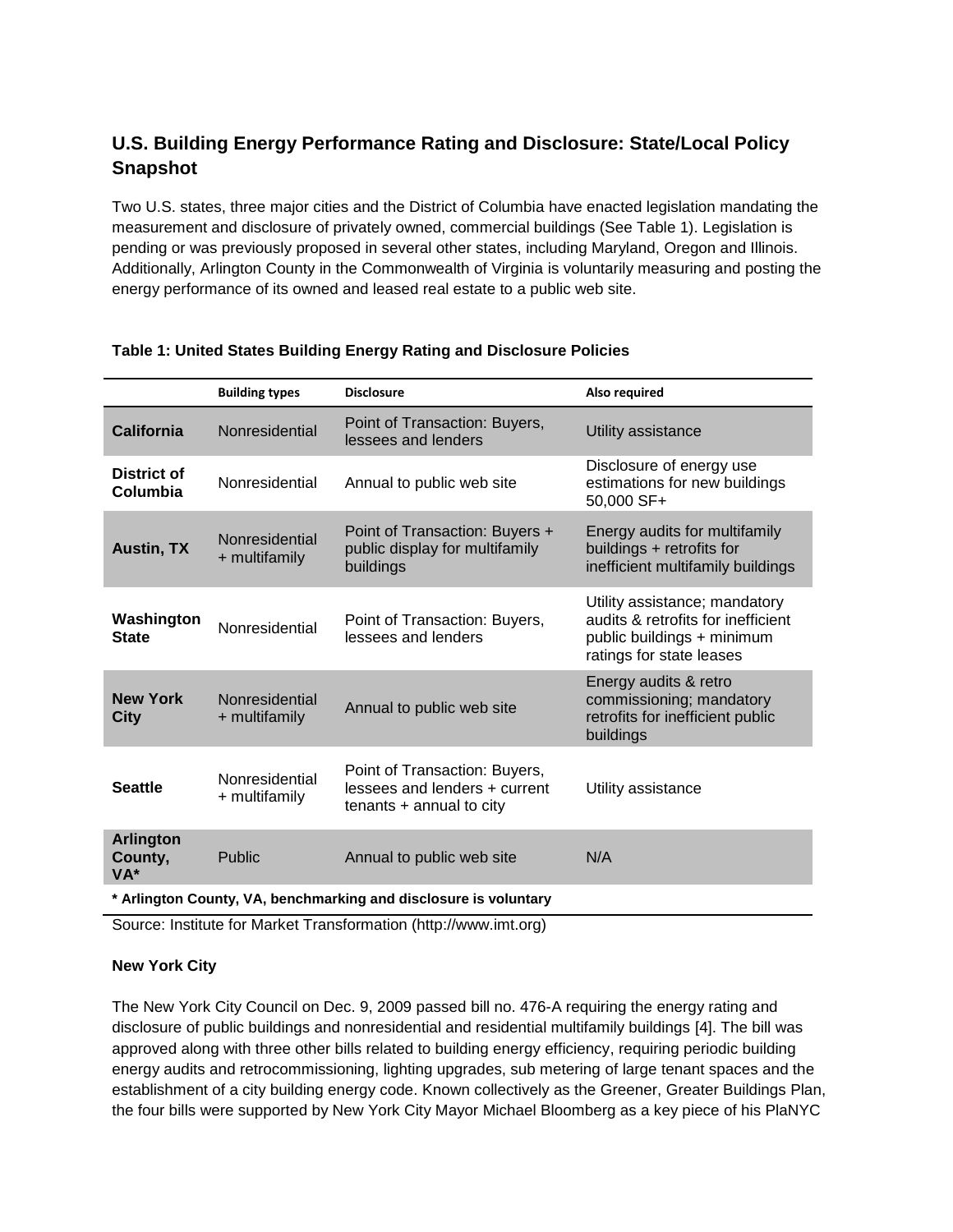## U.S. Building Energy Performance Rating and Disclosure: State/Local Policy Snapshot

Two U.S. states, three major cities and the District of Columbia have enacted legislation mandating the measurement and disclosure of privately owned, commercial buildings (See Table 1). Legislation is pending or was previously proposed in several other states, including Maryland, Oregon and Illinois. Additionally, Arlington County in the Commonwealth of Virginia is voluntarily measuring and posting the energy performance of its owned and leased real estate to a public web site.

**Table 1: United States Building Energy Rating and Disclosure Policies**

| | Building types | Disclosure | Also required |
|---|---|---|---|
| **California** | Nonresidential | Point of Transaction: Buyers, lessees and lenders | Utility assistance |
| **District of Columbia** | Nonresidential | Annual to public web site | Disclosure of energy use estimations for new buildings 50,000 SF+ |
| **Austin, TX** | Nonresidential + multifamily | Point of Transaction: Buyers + public display for multifamily buildings | Energy audits for multifamily buildings + retrofits for inefficient multifamily buildings |
| **Washington State** | Nonresidential | Point of Transaction: Buyers, lessees and lenders | Utility assistance; mandatory audits & retrofits for inefficient public buildings + minimum ratings for state leases |
| **New York City** | Nonresidential + multifamily | Annual to public web site | Energy audits & retro commissioning; mandatory retrofits for inefficient public buildings |
| **Seattle** | Nonresidential + multifamily | Point of Transaction: Buyers, lessees and lenders + current tenants + annual to city | Utility assistance |
| **Arlington County, VA*** | Public | Annual to public web site | N/A |

**\* Arlington County, VA, benchmarking and disclosure is voluntary**

Source: Institute for Market Transformation (http://www.imt.org)

**New York City**

The New York City Council on Dec. 9, 2009 passed bill no. 476-A requiring the energy rating and disclosure of public buildings and nonresidential and residential multifamily buildings [4]. The bill was approved along with three other bills related to building energy efficiency, requiring periodic building energy audits and retrocommissioning, lighting upgrades, sub metering of large tenant spaces and the establishment of a city building energy code. Known collectively as the Greener, Greater Buildings Plan, the four bills were supported by New York City Mayor Michael Bloomberg as a key piece of his PlaNYC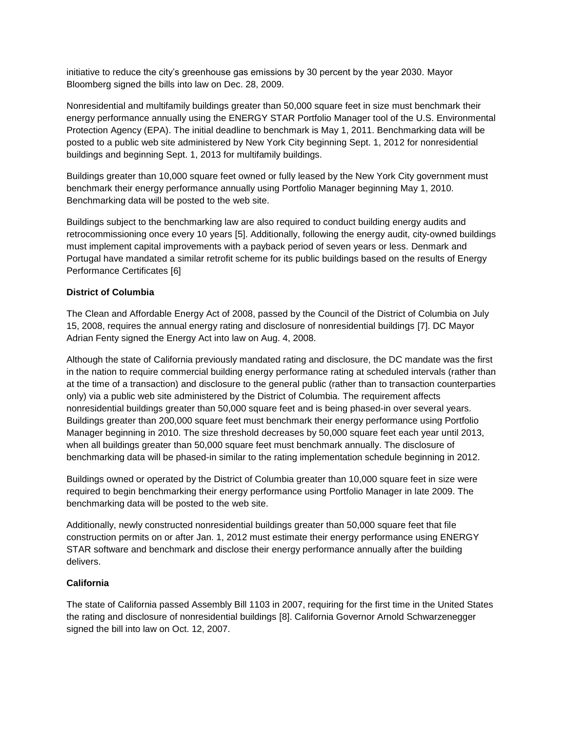initiative to reduce the city's greenhouse gas emissions by 30 percent by the year 2030. Mayor Bloomberg signed the bills into law on Dec. 28, 2009.

Nonresidential and multifamily buildings greater than 50,000 square feet in size must benchmark their energy performance annually using the ENERGY STAR Portfolio Manager tool of the U.S. Environmental Protection Agency (EPA). The initial deadline to benchmark is May 1, 2011. Benchmarking data will be posted to a public web site administered by New York City beginning Sept. 1, 2012 for nonresidential buildings and beginning Sept. 1, 2013 for multifamily buildings.

Buildings greater than 10,000 square feet owned or fully leased by the New York City government must benchmark their energy performance annually using Portfolio Manager beginning May 1, 2010. Benchmarking data will be posted to the web site.

Buildings subject to the benchmarking law are also required to conduct building energy audits and retrocommissioning once every 10 years [5]. Additionally, following the energy audit, city-owned buildings must implement capital improvements with a payback period of seven years or less. Denmark and Portugal have mandated a similar retrofit scheme for its public buildings based on the results of Energy Performance Certificates [6]

**District of Columbia**

The Clean and Affordable Energy Act of 2008, passed by the Council of the District of Columbia on July 15, 2008, requires the annual energy rating and disclosure of nonresidential buildings [7]. DC Mayor Adrian Fenty signed the Energy Act into law on Aug. 4, 2008.

Although the state of California previously mandated rating and disclosure, the DC mandate was the first in the nation to require commercial building energy performance rating at scheduled intervals (rather than at the time of a transaction) and disclosure to the general public (rather than to transaction counterparties only) via a public web site administered by the District of Columbia. The requirement affects nonresidential buildings greater than 50,000 square feet and is being phased-in over several years. Buildings greater than 200,000 square feet must benchmark their energy performance using Portfolio Manager beginning in 2010. The size threshold decreases by 50,000 square feet each year until 2013, when all buildings greater than 50,000 square feet must benchmark annually. The disclosure of benchmarking data will be phased-in similar to the rating implementation schedule beginning in 2012.

Buildings owned or operated by the District of Columbia greater than 10,000 square feet in size were required to begin benchmarking their energy performance using Portfolio Manager in late 2009. The benchmarking data will be posted to the web site.

Additionally, newly constructed nonresidential buildings greater than 50,000 square feet that file construction permits on or after Jan. 1, 2012 must estimate their energy performance using ENERGY STAR software and benchmark and disclose their energy performance annually after the building delivers.

**California**

The state of California passed Assembly Bill 1103 in 2007, requiring for the first time in the United States the rating and disclosure of nonresidential buildings [8]. California Governor Arnold Schwarzenegger signed the bill into law on Oct. 12, 2007.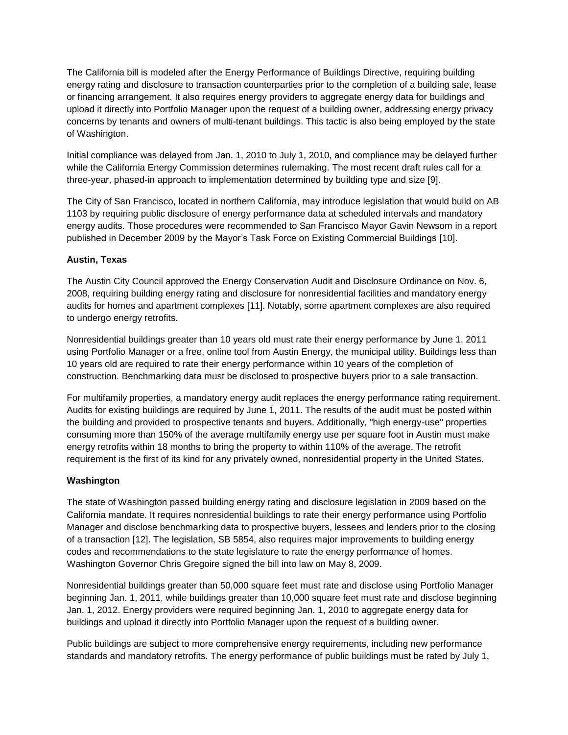The California bill is modeled after the Energy Performance of Buildings Directive, requiring building energy rating and disclosure to transaction counterparties prior to the completion of a building sale, lease or financing arrangement. It also requires energy providers to aggregate energy data for buildings and upload it directly into Portfolio Manager upon the request of a building owner, addressing energy privacy concerns by tenants and owners of multi-tenant buildings. This tactic is also being employed by the state of Washington.

Initial compliance was delayed from Jan. 1, 2010 to July 1, 2010, and compliance may be delayed further while the California Energy Commission determines rulemaking. The most recent draft rules call for a three-year, phased-in approach to implementation determined by building type and size [9].

The City of San Francisco, located in northern California, may introduce legislation that would build on AB 1103 by requiring public disclosure of energy performance data at scheduled intervals and mandatory energy audits. Those procedures were recommended to San Francisco Mayor Gavin Newsom in a report published in December 2009 by the Mayor's Task Force on Existing Commercial Buildings [10].

**Austin, Texas**

The Austin City Council approved the Energy Conservation Audit and Disclosure Ordinance on Nov. 6, 2008, requiring building energy rating and disclosure for nonresidential facilities and mandatory energy audits for homes and apartment complexes [11]. Notably, some apartment complexes are also required to undergo energy retrofits.

Nonresidential buildings greater than 10 years old must rate their energy performance by June 1, 2011 using Portfolio Manager or a free, online tool from Austin Energy, the municipal utility. Buildings less than 10 years old are required to rate their energy performance within 10 years of the completion of construction. Benchmarking data must be disclosed to prospective buyers prior to a sale transaction.

For multifamily properties, a mandatory energy audit replaces the energy performance rating requirement. Audits for existing buildings are required by June 1, 2011. The results of the audit must be posted within the building and provided to prospective tenants and buyers. Additionally, "high energy-use" properties consuming more than 150% of the average multifamily energy use per square foot in Austin must make energy retrofits within 18 months to bring the property to within 110% of the average. The retrofit requirement is the first of its kind for any privately owned, nonresidential property in the United States.

**Washington**

The state of Washington passed building energy rating and disclosure legislation in 2009 based on the California mandate. It requires nonresidential buildings to rate their energy performance using Portfolio Manager and disclose benchmarking data to prospective buyers, lessees and lenders prior to the closing of a transaction [12]. The legislation, SB 5854, also requires major improvements to building energy codes and recommendations to the state legislature to rate the energy performance of homes. Washington Governor Chris Gregoire signed the bill into law on May 8, 2009.

Nonresidential buildings greater than 50,000 square feet must rate and disclose using Portfolio Manager beginning Jan. 1, 2011, while buildings greater than 10,000 square feet must rate and disclose beginning Jan. 1, 2012. Energy providers were required beginning Jan. 1, 2010 to aggregate energy data for buildings and upload it directly into Portfolio Manager upon the request of a building owner.

Public buildings are subject to more comprehensive energy requirements, including new performance standards and mandatory retrofits. The energy performance of public buildings must be rated by July 1,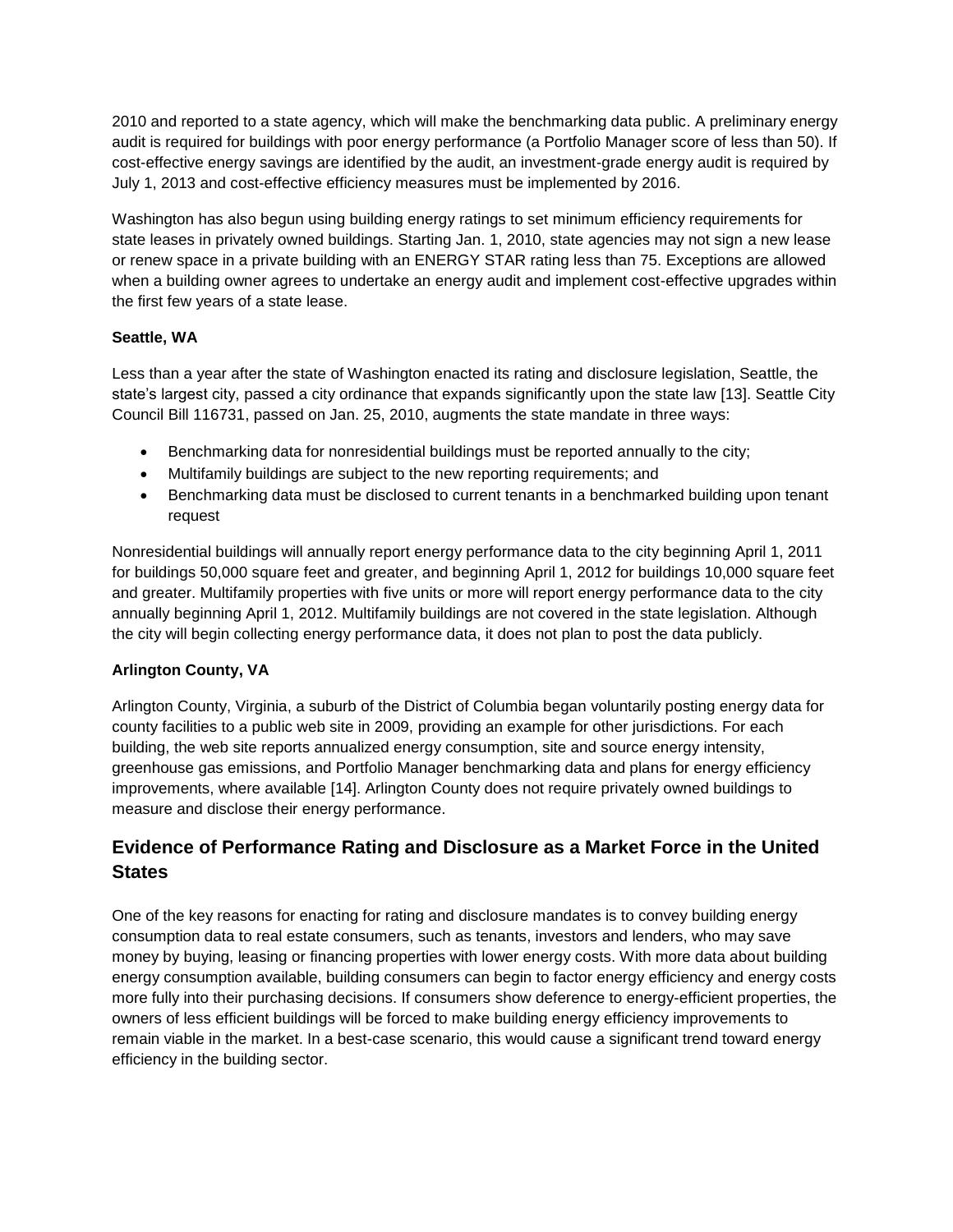2010 and reported to a state agency, which will make the benchmarking data public. A preliminary energy audit is required for buildings with poor energy performance (a Portfolio Manager score of less than 50). If cost-effective energy savings are identified by the audit, an investment-grade energy audit is required by July 1, 2013 and cost-effective efficiency measures must be implemented by 2016.

Washington has also begun using building energy ratings to set minimum efficiency requirements for state leases in privately owned buildings. Starting Jan. 1, 2010, state agencies may not sign a new lease or renew space in a private building with an ENERGY STAR rating less than 75. Exceptions are allowed when a building owner agrees to undertake an energy audit and implement cost-effective upgrades within the first few years of a state lease.

**Seattle, WA**

Less than a year after the state of Washington enacted its rating and disclosure legislation, Seattle, the state's largest city, passed a city ordinance that expands significantly upon the state law [13]. Seattle City Council Bill 116731, passed on Jan. 25, 2010, augments the state mandate in three ways:

- Benchmarking data for nonresidential buildings must be reported annually to the city;
- Multifamily buildings are subject to the new reporting requirements; and
- Benchmarking data must be disclosed to current tenants in a benchmarked building upon tenant request

Nonresidential buildings will annually report energy performance data to the city beginning April 1, 2011 for buildings 50,000 square feet and greater, and beginning April 1, 2012 for buildings 10,000 square feet and greater. Multifamily properties with five units or more will report energy performance data to the city annually beginning April 1, 2012. Multifamily buildings are not covered in the state legislation. Although the city will begin collecting energy performance data, it does not plan to post the data publicly.

**Arlington County, VA**

Arlington County, Virginia, a suburb of the District of Columbia began voluntarily posting energy data for county facilities to a public web site in 2009, providing an example for other jurisdictions. For each building, the web site reports annualized energy consumption, site and source energy intensity, greenhouse gas emissions, and Portfolio Manager benchmarking data and plans for energy efficiency improvements, where available [14]. Arlington County does not require privately owned buildings to measure and disclose their energy performance.

## Evidence of Performance Rating and Disclosure as a Market Force in the United States

One of the key reasons for enacting for rating and disclosure mandates is to convey building energy consumption data to real estate consumers, such as tenants, investors and lenders, who may save money by buying, leasing or financing properties with lower energy costs. With more data about building energy consumption available, building consumers can begin to factor energy efficiency and energy costs more fully into their purchasing decisions. If consumers show deference to energy-efficient properties, the owners of less efficient buildings will be forced to make building energy efficiency improvements to remain viable in the market. In a best-case scenario, this would cause a significant trend toward energy efficiency in the building sector.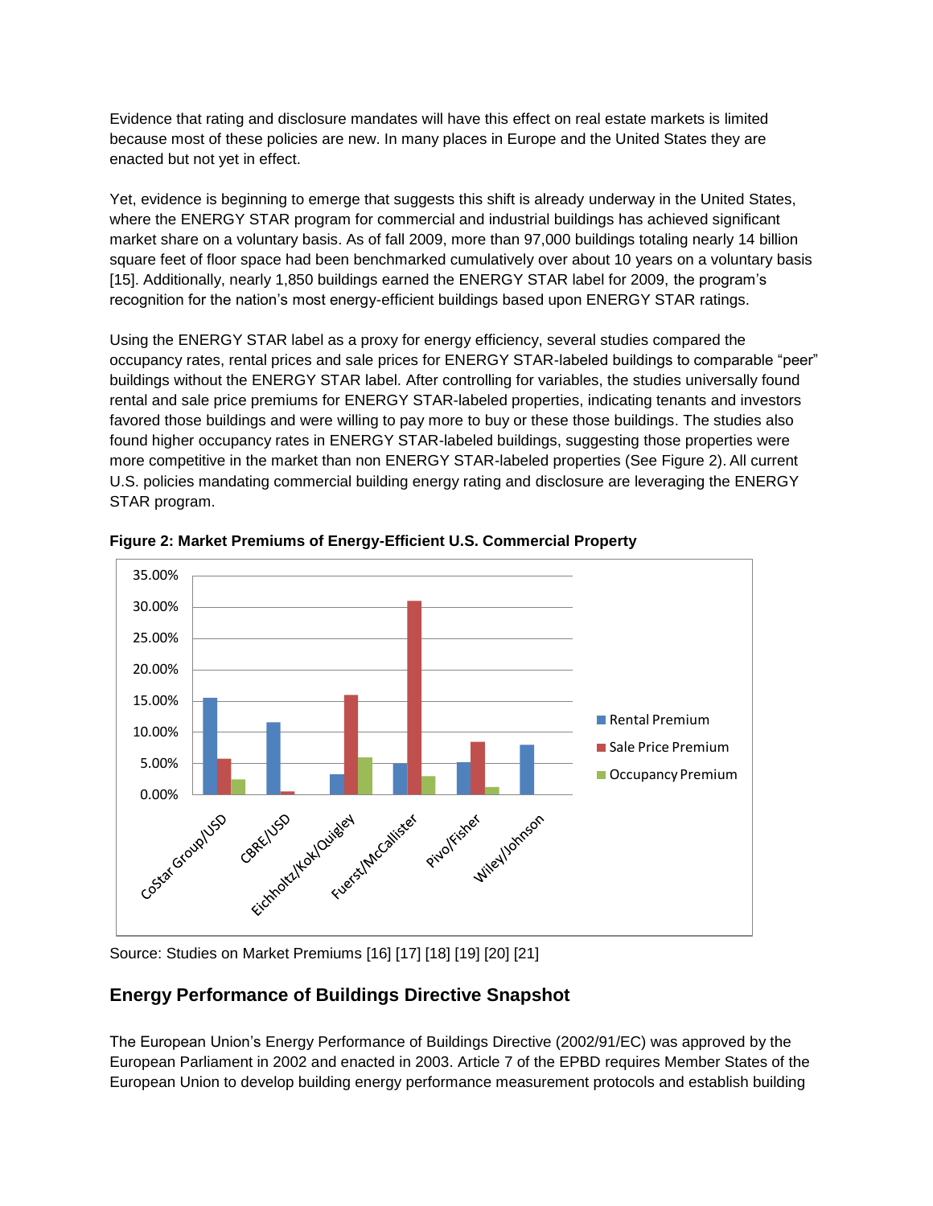Evidence that rating and disclosure mandates will have this effect on real estate markets is limited because most of these policies are new. In many places in Europe and the United States they are enacted but not yet in effect.

Yet, evidence is beginning to emerge that suggests this shift is already underway in the United States, where the ENERGY STAR program for commercial and industrial buildings has achieved significant market share on a voluntary basis. As of fall 2009, more than 97,000 buildings totaling nearly 14 billion square feet of floor space had been benchmarked cumulatively over about 10 years on a voluntary basis [15]. Additionally, nearly 1,850 buildings earned the ENERGY STAR label for 2009, the program's recognition for the nation's most energy-efficient buildings based upon ENERGY STAR ratings.

Using the ENERGY STAR label as a proxy for energy efficiency, several studies compared the occupancy rates, rental prices and sale prices for ENERGY STAR-labeled buildings to comparable "peer" buildings without the ENERGY STAR label. After controlling for variables, the studies universally found rental and sale price premiums for ENERGY STAR-labeled properties, indicating tenants and investors favored those buildings and were willing to pay more to buy or these those buildings. The studies also found higher occupancy rates in ENERGY STAR-labeled buildings, suggesting those properties were more competitive in the market than non ENERGY STAR-labeled properties (See Figure 2). All current U.S. policies mandating commercial building energy rating and disclosure are leveraging the ENERGY STAR program.

**Figure 2: Market Premiums of Energy-Efficient U.S. Commercial Property**

Source: Studies on Market Premiums [16] [17] [18] [19] [20] [21]

## Energy Performance of Buildings Directive Snapshot

The European Union's Energy Performance of Buildings Directive (2002/91/EC) was approved by the European Parliament in 2002 and enacted in 2003. Article 7 of the EPBD requires Member States of the European Union to develop building energy performance measurement protocols and establish building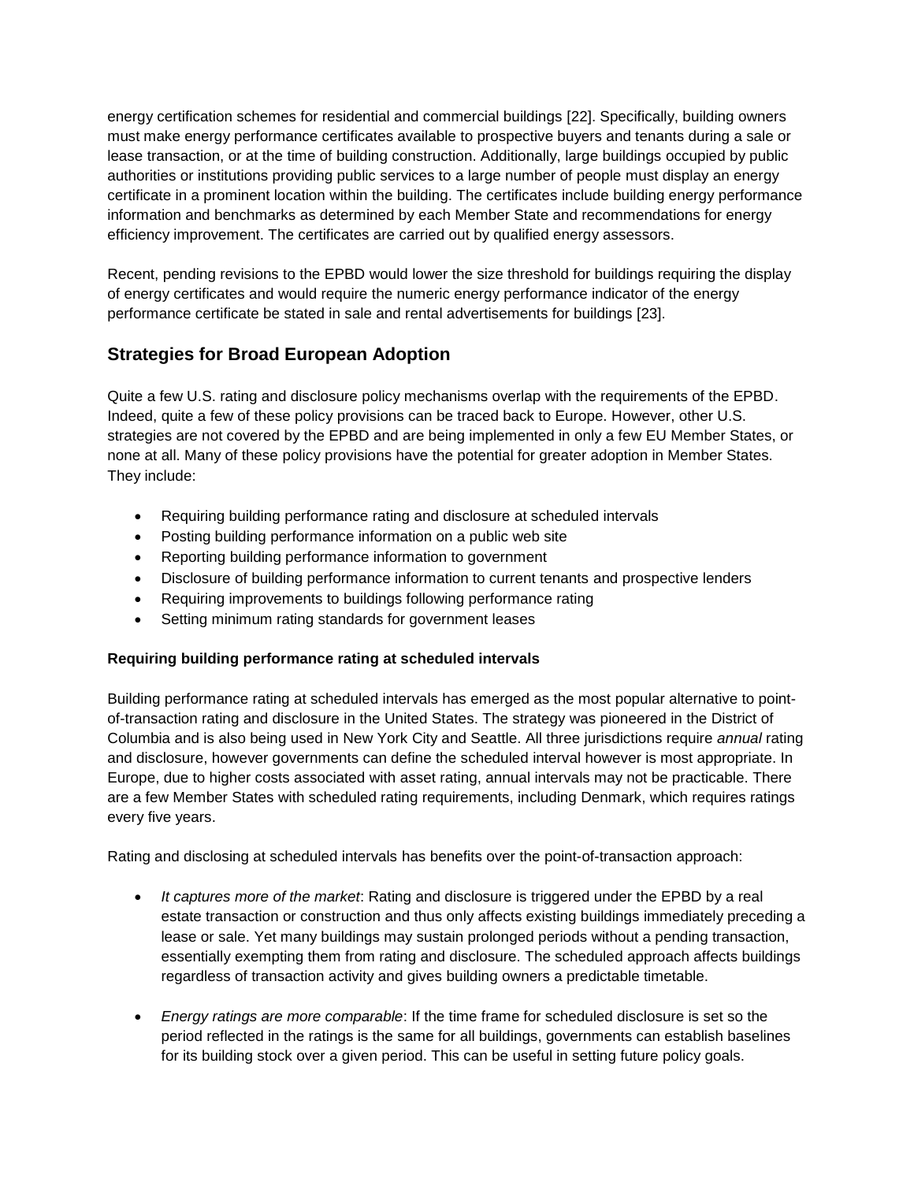energy certification schemes for residential and commercial buildings [22]. Specifically, building owners must make energy performance certificates available to prospective buyers and tenants during a sale or lease transaction, or at the time of building construction. Additionally, large buildings occupied by public authorities or institutions providing public services to a large number of people must display an energy certificate in a prominent location within the building. The certificates include building energy performance information and benchmarks as determined by each Member State and recommendations for energy efficiency improvement. The certificates are carried out by qualified energy assessors.

Recent, pending revisions to the EPBD would lower the size threshold for buildings requiring the display of energy certificates and would require the numeric energy performance indicator of the energy performance certificate be stated in sale and rental advertisements for buildings [23].

## Strategies for Broad European Adoption

Quite a few U.S. rating and disclosure policy mechanisms overlap with the requirements of the EPBD. Indeed, quite a few of these policy provisions can be traced back to Europe. However, other U.S. strategies are not covered by the EPBD and are being implemented in only a few EU Member States, or none at all. Many of these policy provisions have the potential for greater adoption in Member States. They include:

- Requiring building performance rating and disclosure at scheduled intervals
- Posting building performance information on a public web site
- Reporting building performance information to government
- Disclosure of building performance information to current tenants and prospective lenders
- Requiring improvements to buildings following performance rating
- Setting minimum rating standards for government leases

**Requiring building performance rating at scheduled intervals**

Building performance rating at scheduled intervals has emerged as the most popular alternative to point-of-transaction rating and disclosure in the United States. The strategy was pioneered in the District of Columbia and is also being used in New York City and Seattle. All three jurisdictions require *annual* rating and disclosure, however governments can define the scheduled interval however is most appropriate. In Europe, due to higher costs associated with asset rating, annual intervals may not be practicable. There are a few Member States with scheduled rating requirements, including Denmark, which requires ratings every five years.

Rating and disclosing at scheduled intervals has benefits over the point-of-transaction approach:

- *It captures more of the market*: Rating and disclosure is triggered under the EPBD by a real estate transaction or construction and thus only affects existing buildings immediately preceding a lease or sale. Yet many buildings may sustain prolonged periods without a pending transaction, essentially exempting them from rating and disclosure. The scheduled approach affects buildings regardless of transaction activity and gives building owners a predictable timetable.

- *Energy ratings are more comparable*: If the time frame for scheduled disclosure is set so the period reflected in the ratings is the same for all buildings, governments can establish baselines for its building stock over a given period. This can be useful in setting future policy goals.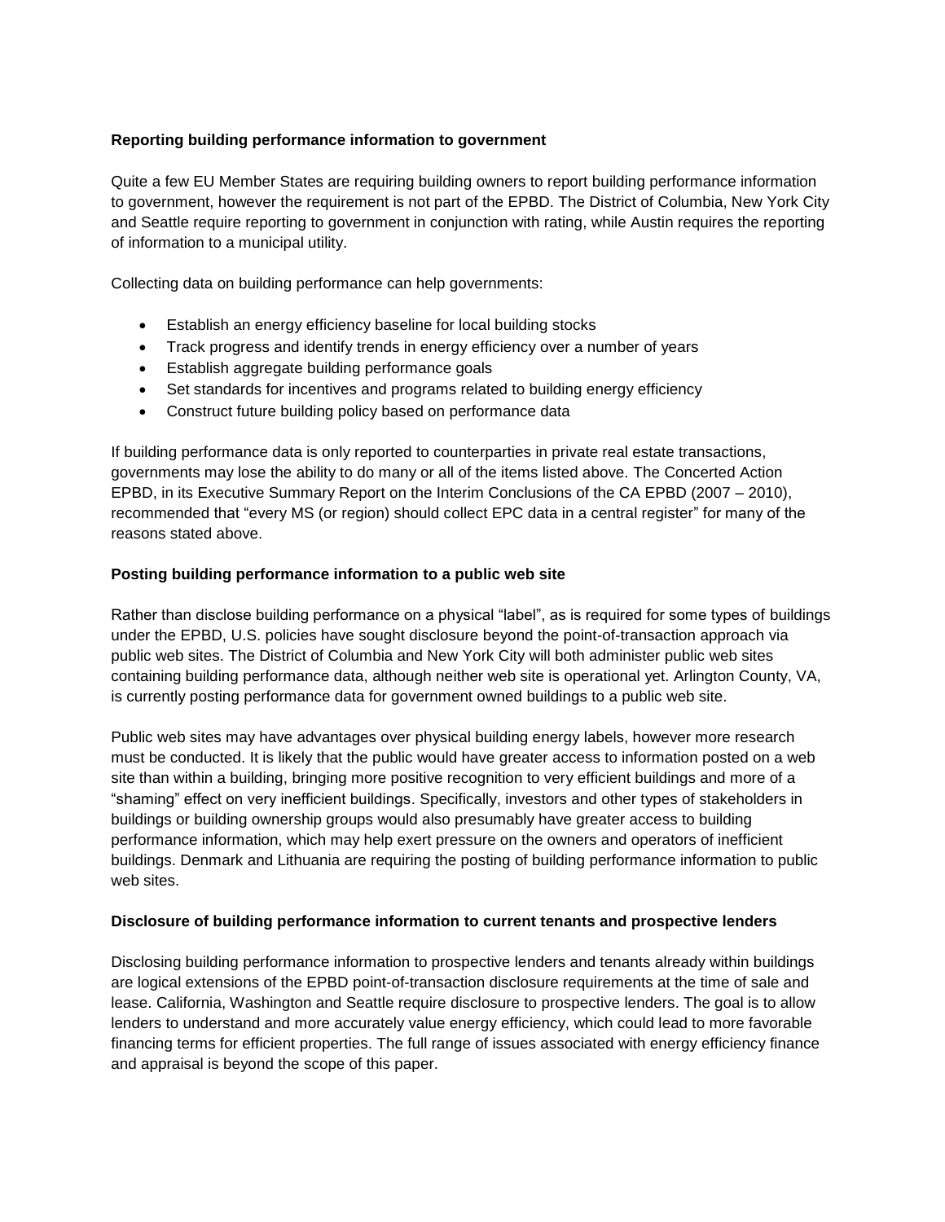**Reporting building performance information to government**

Quite a few EU Member States are requiring building owners to report building performance information to government, however the requirement is not part of the EPBD. The District of Columbia, New York City and Seattle require reporting to government in conjunction with rating, while Austin requires the reporting of information to a municipal utility.

Collecting data on building performance can help governments:

- Establish an energy efficiency baseline for local building stocks
- Track progress and identify trends in energy efficiency over a number of years
- Establish aggregate building performance goals
- Set standards for incentives and programs related to building energy efficiency
- Construct future building policy based on performance data

If building performance data is only reported to counterparties in private real estate transactions, governments may lose the ability to do many or all of the items listed above. The Concerted Action EPBD, in its Executive Summary Report on the Interim Conclusions of the CA EPBD (2007 – 2010), recommended that "every MS (or region) should collect EPC data in a central register" for many of the reasons stated above.

**Posting building performance information to a public web site**

Rather than disclose building performance on a physical "label", as is required for some types of buildings under the EPBD, U.S. policies have sought disclosure beyond the point-of-transaction approach via public web sites. The District of Columbia and New York City will both administer public web sites containing building performance data, although neither web site is operational yet. Arlington County, VA, is currently posting performance data for government owned buildings to a public web site.

Public web sites may have advantages over physical building energy labels, however more research must be conducted. It is likely that the public would have greater access to information posted on a web site than within a building, bringing more positive recognition to very efficient buildings and more of a "shaming" effect on very inefficient buildings. Specifically, investors and other types of stakeholders in buildings or building ownership groups would also presumably have greater access to building performance information, which may help exert pressure on the owners and operators of inefficient buildings. Denmark and Lithuania are requiring the posting of building performance information to public web sites.

**Disclosure of building performance information to current tenants and prospective lenders**

Disclosing building performance information to prospective lenders and tenants already within buildings are logical extensions of the EPBD point-of-transaction disclosure requirements at the time of sale and lease. California, Washington and Seattle require disclosure to prospective lenders. The goal is to allow lenders to understand and more accurately value energy efficiency, which could lead to more favorable financing terms for efficient properties. The full range of issues associated with energy efficiency finance and appraisal is beyond the scope of this paper.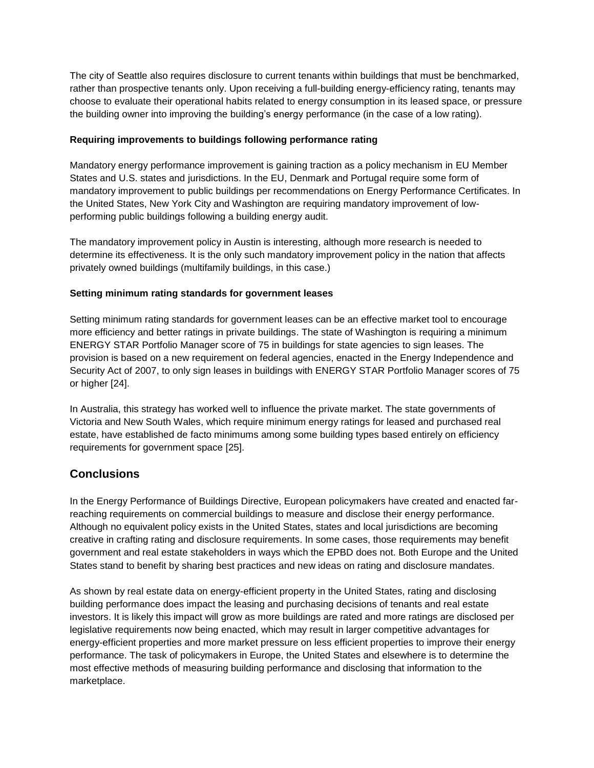The city of Seattle also requires disclosure to current tenants within buildings that must be benchmarked, rather than prospective tenants only. Upon receiving a full-building energy-efficiency rating, tenants may choose to evaluate their operational habits related to energy consumption in its leased space, or pressure the building owner into improving the building's energy performance (in the case of a low rating).

**Requiring improvements to buildings following performance rating**

Mandatory energy performance improvement is gaining traction as a policy mechanism in EU Member States and U.S. states and jurisdictions. In the EU, Denmark and Portugal require some form of mandatory improvement to public buildings per recommendations on Energy Performance Certificates. In the United States, New York City and Washington are requiring mandatory improvement of low-performing public buildings following a building energy audit.

The mandatory improvement policy in Austin is interesting, although more research is needed to determine its effectiveness. It is the only such mandatory improvement policy in the nation that affects privately owned buildings (multifamily buildings, in this case.)

**Setting minimum rating standards for government leases**

Setting minimum rating standards for government leases can be an effective market tool to encourage more efficiency and better ratings in private buildings. The state of Washington is requiring a minimum ENERGY STAR Portfolio Manager score of 75 in buildings for state agencies to sign leases. The provision is based on a new requirement on federal agencies, enacted in the Energy Independence and Security Act of 2007, to only sign leases in buildings with ENERGY STAR Portfolio Manager scores of 75 or higher [24].

In Australia, this strategy has worked well to influence the private market. The state governments of Victoria and New South Wales, which require minimum energy ratings for leased and purchased real estate, have established de facto minimums among some building types based entirely on efficiency requirements for government space [25].

## Conclusions

In the Energy Performance of Buildings Directive, European policymakers have created and enacted far-reaching requirements on commercial buildings to measure and disclose their energy performance. Although no equivalent policy exists in the United States, states and local jurisdictions are becoming creative in crafting rating and disclosure requirements. In some cases, those requirements may benefit government and real estate stakeholders in ways which the EPBD does not. Both Europe and the United States stand to benefit by sharing best practices and new ideas on rating and disclosure mandates.

As shown by real estate data on energy-efficient property in the United States, rating and disclosing building performance does impact the leasing and purchasing decisions of tenants and real estate investors. It is likely this impact will grow as more buildings are rated and more ratings are disclosed per legislative requirements now being enacted, which may result in larger competitive advantages for energy-efficient properties and more market pressure on less efficient properties to improve their energy performance. The task of policymakers in Europe, the United States and elsewhere is to determine the most effective methods of measuring building performance and disclosing that information to the marketplace.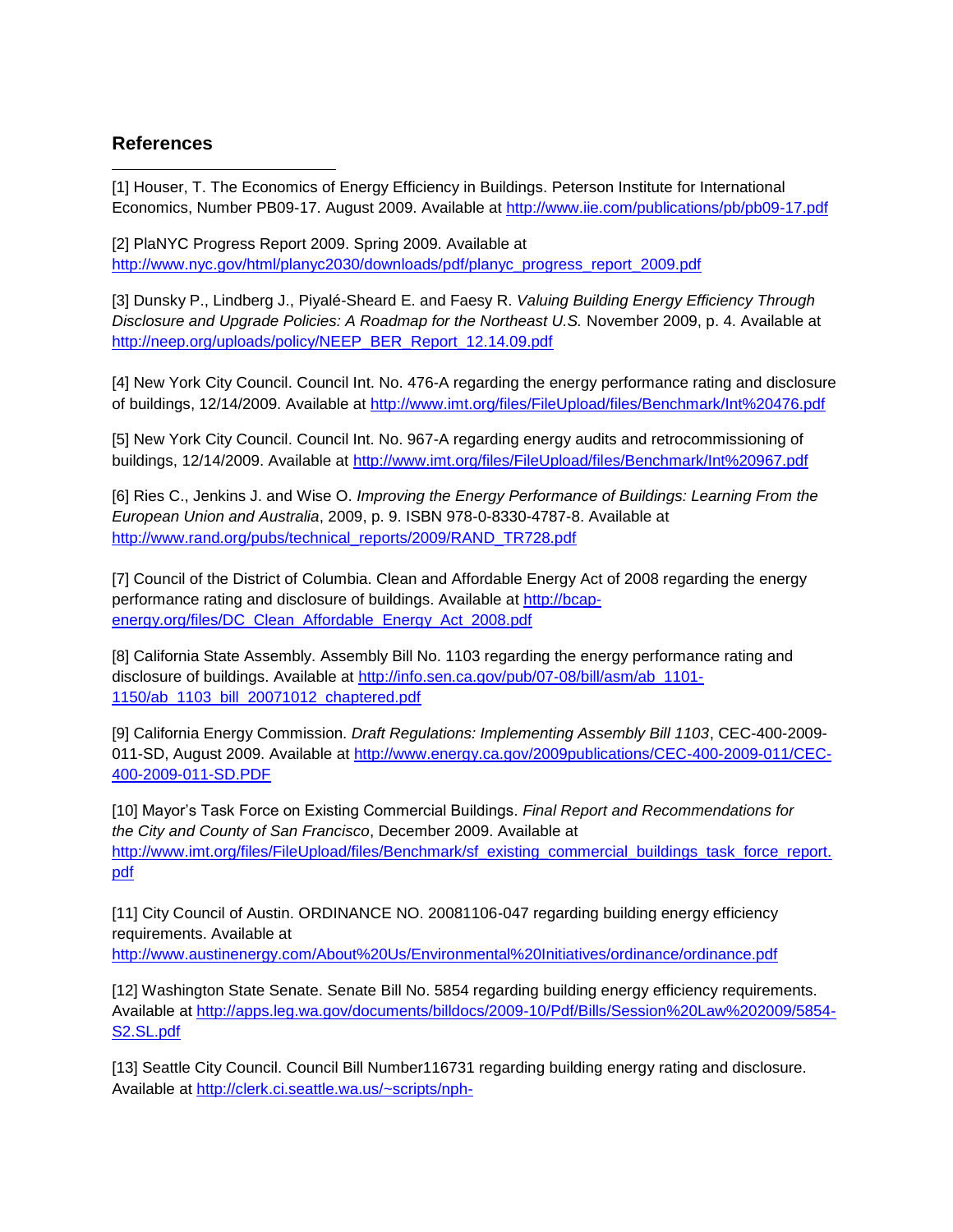## References

[1] Houser, T. The Economics of Energy Efficiency in Buildings. Peterson Institute for International Economics, Number PB09-17. August 2009. Available at http://www.iie.com/publications/pb/pb09-17.pdf

[2] PlaNYC Progress Report 2009. Spring 2009. Available at http://www.nyc.gov/html/planyc2030/downloads/pdf/planyc_progress_report_2009.pdf

[3] Dunsky P., Lindberg J., Piyalé-Sheard E. and Faesy R. *Valuing Building Energy Efficiency Through Disclosure and Upgrade Policies: A Roadmap for the Northeast U.S.* November 2009, p. 4. Available at http://neep.org/uploads/policy/NEEP_BER_Report_12.14.09.pdf

[4] New York City Council. Council Int. No. 476-A regarding the energy performance rating and disclosure of buildings, 12/14/2009. Available at http://www.imt.org/files/FileUpload/files/Benchmark/Int%20476.pdf

[5] New York City Council. Council Int. No. 967-A regarding energy audits and retrocommissioning of buildings, 12/14/2009. Available at http://www.imt.org/files/FileUpload/files/Benchmark/Int%20967.pdf

[6] Ries C., Jenkins J. and Wise O. *Improving the Energy Performance of Buildings: Learning From the European Union and Australia*, 2009, p. 9. ISBN 978-0-8330-4787-8. Available at http://www.rand.org/pubs/technical_reports/2009/RAND_TR728.pdf

[7] Council of the District of Columbia. Clean and Affordable Energy Act of 2008 regarding the energy performance rating and disclosure of buildings. Available at http://bcap-energy.org/files/DC_Clean_Affordable_Energy_Act_2008.pdf

[8] California State Assembly. Assembly Bill No. 1103 regarding the energy performance rating and disclosure of buildings. Available at http://info.sen.ca.gov/pub/07-08/bill/asm/ab_1101-1150/ab_1103_bill_20071012_chaptered.pdf

[9] California Energy Commission. *Draft Regulations: Implementing Assembly Bill 1103*, CEC-400-2009-011-SD, August 2009. Available at http://www.energy.ca.gov/2009publications/CEC-400-2009-011/CEC-400-2009-011-SD.PDF

[10] Mayor's Task Force on Existing Commercial Buildings. *Final Report and Recommendations for the City and County of San Francisco*, December 2009. Available at http://www.imt.org/files/FileUpload/files/Benchmark/sf_existing_commercial_buildings_task_force_report.pdf

[11] City Council of Austin. ORDINANCE NO. 20081106-047 regarding building energy efficiency requirements. Available at http://www.austinenergy.com/About%20Us/Environmental%20Initiatives/ordinance/ordinance.pdf

[12] Washington State Senate. Senate Bill No. 5854 regarding building energy efficiency requirements. Available at http://apps.leg.wa.gov/documents/billdocs/2009-10/Pdf/Bills/Session%20Law%202009/5854-S2.SL.pdf

[13] Seattle City Council. Council Bill Number116731 regarding building energy rating and disclosure. Available at http://clerk.ci.seattle.wa.us/~scripts/nph-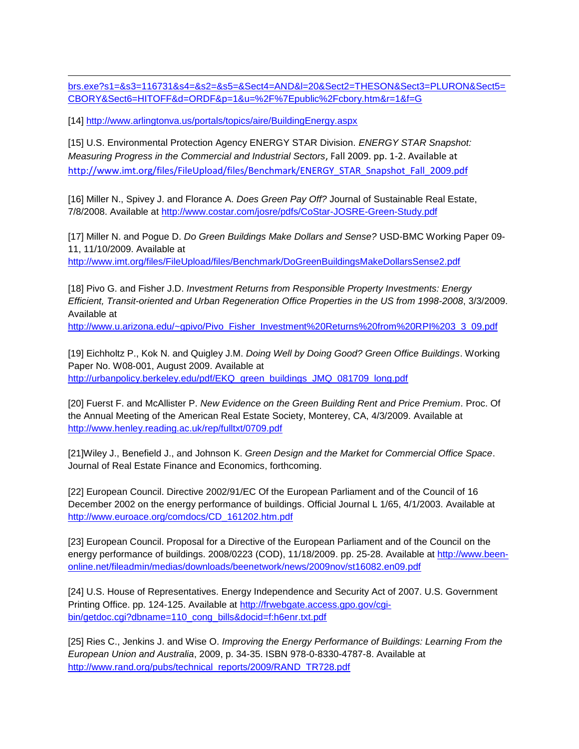brs.exe?s1=&s3=116731&s4=&s2=&s5=&Sect4=AND&l=20&Sect2=THESON&Sect3=PLURON&Sect5=CBORY&Sect6=HITOFF&d=ORDF&p=1&u=%2F%7Epublic%2Fcbory.htm&r=1&f=G

[14] http://www.arlingtonva.us/portals/topics/aire/BuildingEnergy.aspx

[15] U.S. Environmental Protection Agency ENERGY STAR Division. *ENERGY STAR Snapshot: Measuring Progress in the Commercial and Industrial Sectors*, Fall 2009. pp. 1-2. Available at http://www.imt.org/files/FileUpload/files/Benchmark/ENERGY_STAR_Snapshot_Fall_2009.pdf

[16] Miller N., Spivey J. and Florance A. *Does Green Pay Off?* Journal of Sustainable Real Estate, 7/8/2008. Available at http://www.costar.com/josre/pdfs/CoStar-JOSRE-Green-Study.pdf

[17] Miller N. and Pogue D. *Do Green Buildings Make Dollars and Sense?* USD-BMC Working Paper 09-11, 11/10/2009. Available at http://www.imt.org/files/FileUpload/files/Benchmark/DoGreenBuildingsMakeDollarsSense2.pdf

[18] Pivo G. and Fisher J.D. *Investment Returns from Responsible Property Investments: Energy Efficient, Transit-oriented and Urban Regeneration Office Properties in the US from 1998-2008*, 3/3/2009. Available at http://www.u.arizona.edu/~gpivo/Pivo_Fisher_Investment%20Returns%20from%20RPI%203_3_09.pdf

[19] Eichholtz P., Kok N. and Quigley J.M. *Doing Well by Doing Good? Green Office Buildings*. Working Paper No. W08-001, August 2009. Available at http://urbanpolicy.berkeley.edu/pdf/EKQ_green_buildings_JMQ_081709_long.pdf

[20] Fuerst F. and McAllister P. *New Evidence on the Green Building Rent and Price Premium*. Proc. Of the Annual Meeting of the American Real Estate Society, Monterey, CA, 4/3/2009. Available at http://www.henley.reading.ac.uk/rep/fulltxt/0709.pdf

[21]Wiley J., Benefield J., and Johnson K. *Green Design and the Market for Commercial Office Space*. Journal of Real Estate Finance and Economics, forthcoming.

[22] European Council. Directive 2002/91/EC Of the European Parliament and of the Council of 16 December 2002 on the energy performance of buildings. Official Journal L 1/65, 4/1/2003. Available at http://www.euroace.org/comdocs/CD_161202.htm.pdf

[23] European Council. Proposal for a Directive of the European Parliament and of the Council on the energy performance of buildings. 2008/0223 (COD), 11/18/2009. pp. 25-28. Available at http://www.been-online.net/fileadmin/medias/downloads/beenetwork/news/2009nov/st16082.en09.pdf

[24] U.S. House of Representatives. Energy Independence and Security Act of 2007. U.S. Government Printing Office. pp. 124-125. Available at http://frwebgate.access.gpo.gov/cgi-bin/getdoc.cgi?dbname=110_cong_bills&docid=f:h6enr.txt.pdf

[25] Ries C., Jenkins J. and Wise O. *Improving the Energy Performance of Buildings: Learning From the European Union and Australia*, 2009, p. 34-35. ISBN 978-0-8330-4787-8. Available at http://www.rand.org/pubs/technical_reports/2009/RAND_TR728.pdf